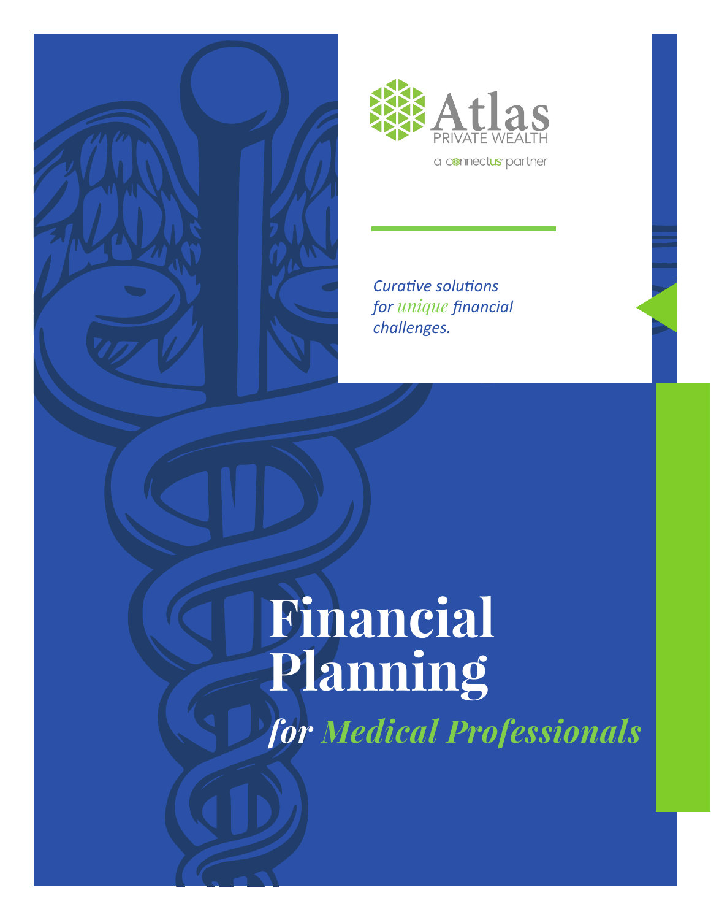Atlas

PRIVATE WEALTH

a connectus partner

*Curative solutions for unique financial challenges.*

# Financial Planning

## *for Medical Professionals*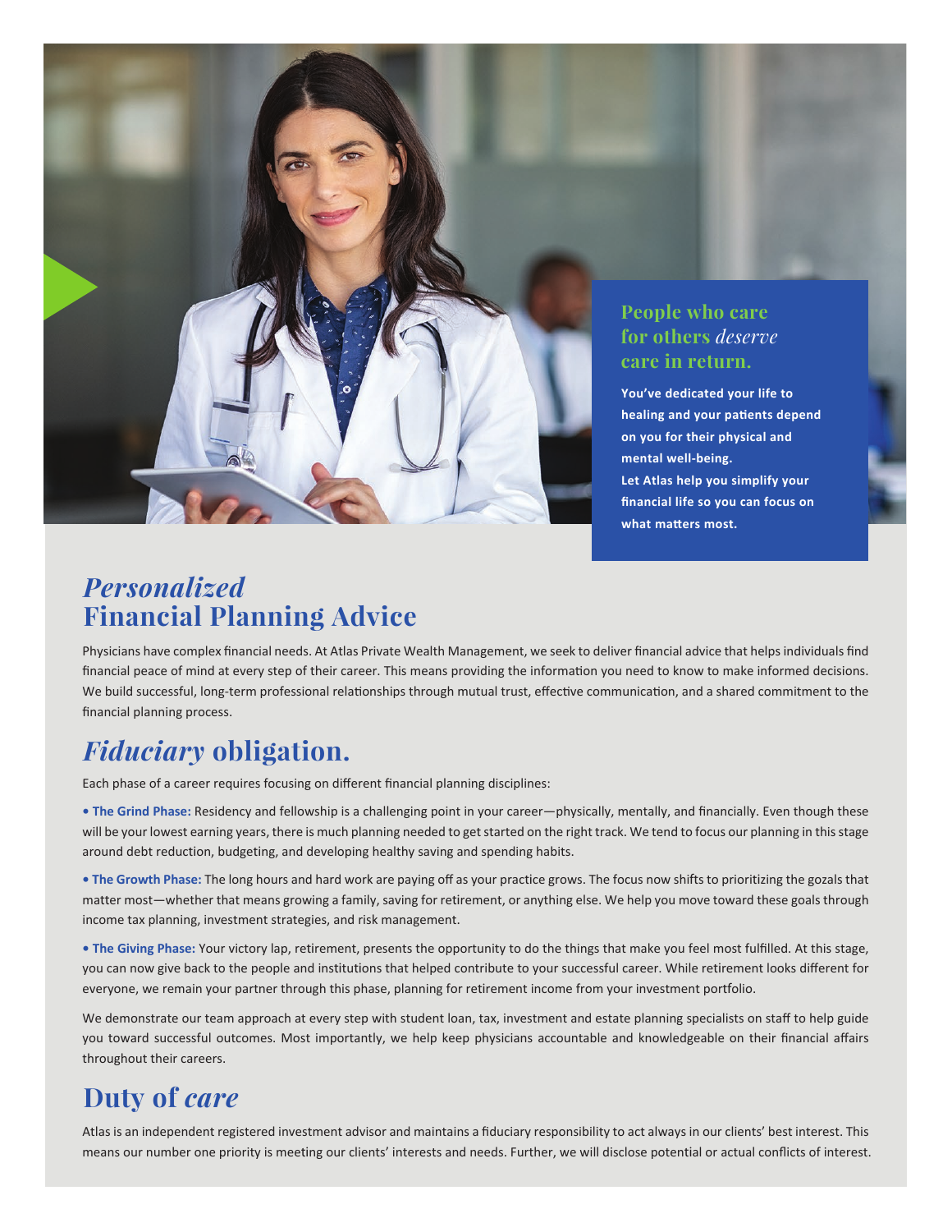## People who care for others *deserve* care in return.

**You've dedicated your life to healing and your patients depend on you for their physical and mental well-being.**
**Let Atlas help you simplify your financial life so you can focus on what matters most.**

# *Personalized* Financial Planning Advice

Physicians have complex financial needs. At Atlas Private Wealth Management, we seek to deliver financial advice that helps individuals find financial peace of mind at every step of their career. This means providing the information you need to know to make informed decisions. We build successful, long-term professional relationships through mutual trust, effective communication, and a shared commitment to the financial planning process.

## *Fiduciary* obligation.

Each phase of a career requires focusing on different financial planning disciplines:

- **The Grind Phase:** Residency and fellowship is a challenging point in your career—physically, mentally, and financially. Even though these will be your lowest earning years, there is much planning needed to get started on the right track. We tend to focus our planning in this stage around debt reduction, budgeting, and developing healthy saving and spending habits.

- **The Growth Phase:** The long hours and hard work are paying off as your practice grows. The focus now shifts to prioritizing the gozals that matter most—whether that means growing a family, saving for retirement, or anything else. We help you move toward these goals through income tax planning, investment strategies, and risk management.

- **The Giving Phase:** Your victory lap, retirement, presents the opportunity to do the things that make you feel most fulfilled. At this stage, you can now give back to the people and institutions that helped contribute to your successful career. While retirement looks different for everyone, we remain your partner through this phase, planning for retirement income from your investment portfolio.

We demonstrate our team approach at every step with student loan, tax, investment and estate planning specialists on staff to help guide you toward successful outcomes. Most importantly, we help keep physicians accountable and knowledgeable on their financial affairs throughout their careers.

## Duty of *care*

Atlas is an independent registered investment advisor and maintains a fiduciary responsibility to act always in our clients' best interest. This means our number one priority is meeting our clients' interests and needs. Further, we will disclose potential or actual conflicts of interest.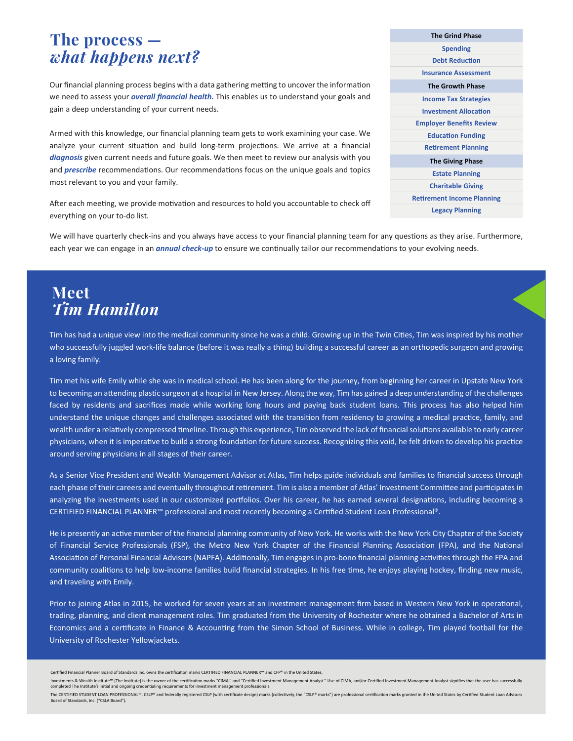# The process — *what happens next?*

Our financial planning process begins with a data gathering metting to uncover the information we need to assess your ***overall financial health.*** This enables us to understand your goals and gain a deep understanding of your current needs.

Armed with this knowledge, our financial planning team gets to work examining your case. We analyze your current situation and build long-term projections. We arrive at a financial ***diagnosis*** given current needs and future goals. We then meet to review our analysis with you and ***prescribe*** recommendations. Our recommendations focus on the unique goals and topics most relevant to you and your family.

After each meeting, we provide motivation and resources to hold you accountable to check off everything on your to-do list.

| The Grind Phase |
|---|
| Spending |
| Debt Reduction |
| Insurance Assessment |
| **The Growth Phase** |
| Income Tax Strategies |
| Investment Allocation |
| Employer Benefits Review |
| Education Funding |
| Retirement Planning |
| **The Giving Phase** |
| Estate Planning |
| Charitable Giving |
| Retirement Income Planning |
| Legacy Planning |

We will have quarterly check-ins and you always have access to your financial planning team for any questions as they arise. Furthermore, each year we can engage in an ***annual check-up*** to ensure we continually tailor our recommendations to your evolving needs.

# Meet *Tim Hamilton*

Tim has had a unique view into the medical community since he was a child. Growing up in the Twin Cities, Tim was inspired by his mother who successfully juggled work-life balance (before it was really a thing) building a successful career as an orthopedic surgeon and growing a loving family.

Tim met his wife Emily while she was in medical school. He has been along for the journey, from beginning her career in Upstate New York to becoming an attending plastic surgeon at a hospital in New Jersey. Along the way, Tim has gained a deep understanding of the challenges faced by residents and sacrifices made while working long hours and paying back student loans. This process has also helped him understand the unique changes and challenges associated with the transition from residency to growing a medical practice, family, and wealth under a relatively compressed timeline. Through this experience, Tim observed the lack of financial solutions available to early career physicians, when it is imperative to build a strong foundation for future success. Recognizing this void, he felt driven to develop his practice around serving physicians in all stages of their career.

As a Senior Vice President and Wealth Management Advisor at Atlas, Tim helps guide individuals and families to financial success through each phase of their careers and eventually throughout retirement. Tim is also a member of Atlas' Investment Committee and participates in analyzing the investments used in our customized portfolios. Over his career, he has earned several designations, including becoming a CERTIFIED FINANCIAL PLANNER™ professional and most recently becoming a Certified Student Loan Professional®.

He is presently an active member of the financial planning community of New York. He works with the New York City Chapter of the Society of Financial Service Professionals (FSP), the Metro New York Chapter of the Financial Planning Association (FPA), and the National Association of Personal Financial Advisors (NAPFA). Additionally, Tim engages in pro-bono financial planning activities through the FPA and community coalitions to help low-income families build financial strategies. In his free time, he enjoys playing hockey, finding new music, and traveling with Emily.

Prior to joining Atlas in 2015, he worked for seven years at an investment management firm based in Western New York in operational, trading, planning, and client management roles. Tim graduated from the University of Rochester where he obtained a Bachelor of Arts in Economics and a certificate in Finance & Accounting from the Simon School of Business. While in college, Tim played football for the University of Rochester Yellowjackets.

Certified Financial Planner Board of Standards Inc. owns the certification marks CERTIFIED FINANCIAL PLANNER™ and CFP® in the United States.

Investments & Wealth Institute™ (The Institute) is the owner of the certification marks "CIMA," and "Certified Investment Management Analyst." Use of CIMA, and/or Certified Investment Management Analyst signifies that the user has successfully completed The Institute's initial and ongoing credentialing requirements for investment management professionals.

The CERTIFIED STUDENT LOAN PROFESSIONAL™, CSLP® and federally registered CSLP (with certificate design) marks (collectively, the "CSLP® marks") are professional certification marks granted in the United States by Certified Student Loan Advisors Board of Standards, Inc. ("CSLA Board").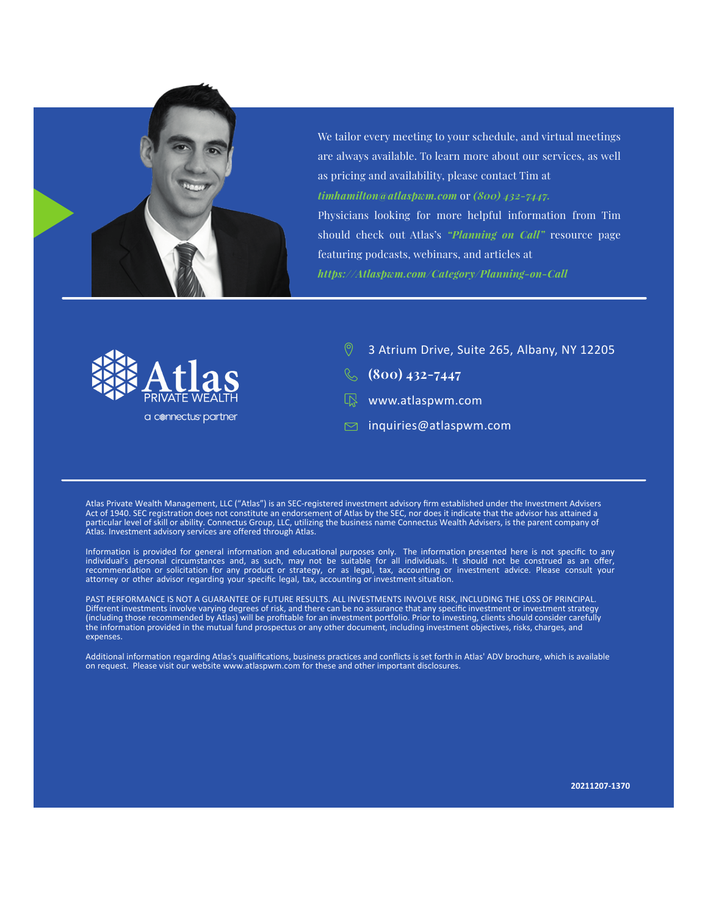We tailor every meeting to your schedule, and virtual meetings are always available. To learn more about our services, as well as pricing and availability, please contact Tim at ***timhamilton@atlaspwm.com*** or ***(800) 432-7447.***

Physicians looking for more helpful information from Tim should check out Atlas's ***"Planning on Call"*** resource page featuring podcasts, webinars, and articles at ***https://Atlaspwm.com/Category/Planning-on-Call***

Atlas
PRIVATE WEALTH
a connectus partner

3 Atrium Drive, Suite 265, Albany, NY 12205

**(800) 432-7447**

www.atlaspwm.com

inquiries@atlaspwm.com

Atlas Private Wealth Management, LLC ("Atlas") is an SEC-registered investment advisory firm established under the Investment Advisers Act of 1940. SEC registration does not constitute an endorsement of Atlas by the SEC, nor does it indicate that the advisor has attained a particular level of skill or ability. Connectus Group, LLC, utilizing the business name Connectus Wealth Advisers, is the parent company of Atlas. Investment advisory services are offered through Atlas.

Information is provided for general information and educational purposes only. The information presented here is not specific to any individual's personal circumstances and, as such, may not be suitable for all individuals. It should not be construed as an offer, recommendation or solicitation for any product or strategy, or as legal, tax, accounting or investment advice. Please consult your attorney or other advisor regarding your specific legal, tax, accounting or investment situation.

PAST PERFORMANCE IS NOT A GUARANTEE OF FUTURE RESULTS. ALL INVESTMENTS INVOLVE RISK, INCLUDING THE LOSS OF PRINCIPAL. Different investments involve varying degrees of risk, and there can be no assurance that any specific investment or investment strategy (including those recommended by Atlas) will be profitable for an investment portfolio. Prior to investing, clients should consider carefully the information provided in the mutual fund prospectus or any other document, including investment objectives, risks, charges, and expenses.

Additional information regarding Atlas's qualifications, business practices and conflicts is set forth in Atlas' ADV brochure, which is available on request. Please visit our website www.atlaspwm.com for these and other important disclosures.

**20211207-1370**